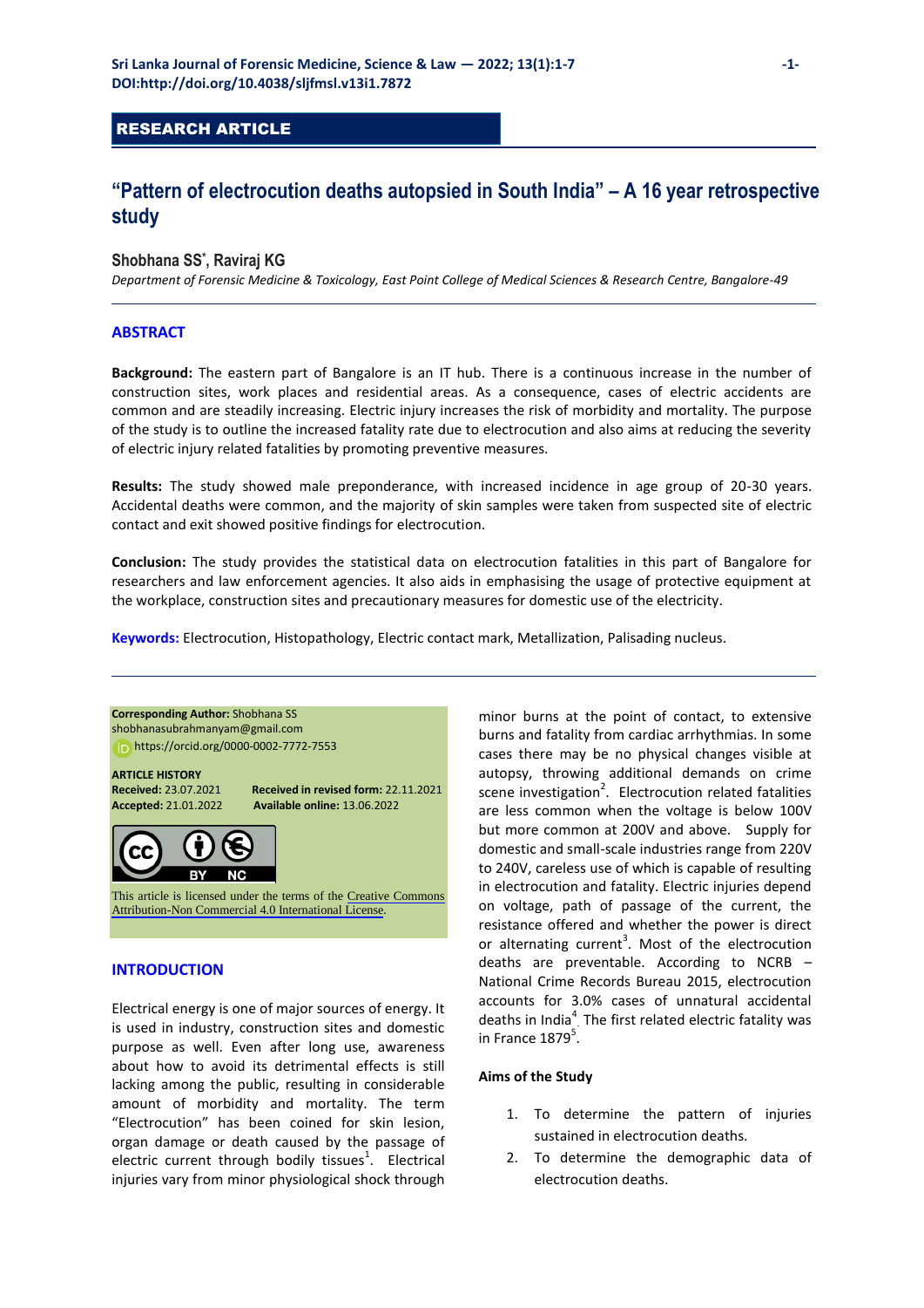RESEARCH ARTICLE

# "Pattern of electrocution deaths autopsied in South India" – A 16 year retrospective study

**Shobhana SS*, Raviraj KG**

*Department of Forensic Medicine & Toxicology, East Point College of Medical Sciences & Research Centre, Bangalore-49*

## ABSTRACT

**Background:** The eastern part of Bangalore is an IT hub. There is a continuous increase in the number of construction sites, work places and residential areas. As a consequence, cases of electric accidents are common and are steadily increasing. Electric injury increases the risk of morbidity and mortality. The purpose of the study is to outline the increased fatality rate due to electrocution and also aims at reducing the severity of electric injury related fatalities by promoting preventive measures.

**Results:** The study showed male preponderance, with increased incidence in age group of 20-30 years. Accidental deaths were common, and the majority of skin samples were taken from suspected site of electric contact and exit showed positive findings for electrocution.

**Conclusion:** The study provides the statistical data on electrocution fatalities in this part of Bangalore for researchers and law enforcement agencies. It also aids in emphasising the usage of protective equipment at the workplace, construction sites and precautionary measures for domestic use of the electricity.

**Keywords:** Electrocution, Histopathology, Electric contact mark, Metallization, Palisading nucleus.

**Corresponding Author:** Shobhana SS
shobhanasubrahmanyam@gmail.com
https://orcid.org/0000-0002-7772-7553

**ARTICLE HISTORY**
**Received:** 23.07.2021 **Received in revised form:** 22.11.2021
**Accepted:** 21.01.2022 **Available online:** 13.06.2022

This article is licensed under the terms of the Creative Commons Attribution-Non Commercial 4.0 International License.

## INTRODUCTION

Electrical energy is one of major sources of energy. It is used in industry, construction sites and domestic purpose as well. Even after long use, awareness about how to avoid its detrimental effects is still lacking among the public, resulting in considerable amount of morbidity and mortality. The term "Electrocution" has been coined for skin lesion, organ damage or death caused by the passage of electric current through bodily tissues[1]. Electrical injuries vary from minor physiological shock through minor burns at the point of contact, to extensive burns and fatality from cardiac arrhythmias. In some cases there may be no physical changes visible at autopsy, throwing additional demands on crime scene investigation[2]. Electrocution related fatalities are less common when the voltage is below 100V but more common at 200V and above. Supply for domestic and small-scale industries range from 220V to 240V, careless use of which is capable of resulting in electrocution and fatality. Electric injuries depend on voltage, path of passage of the current, the resistance offered and whether the power is direct or alternating current[3]. Most of the electrocution deaths are preventable. According to NCRB – National Crime Records Bureau 2015, electrocution accounts for 3.0% cases of unnatural accidental deaths in India[4]. The first related electric fatality was in France 1879[5].

### Aims of the Study

1. To determine the pattern of injuries sustained in electrocution deaths.
2. To determine the demographic data of electrocution deaths.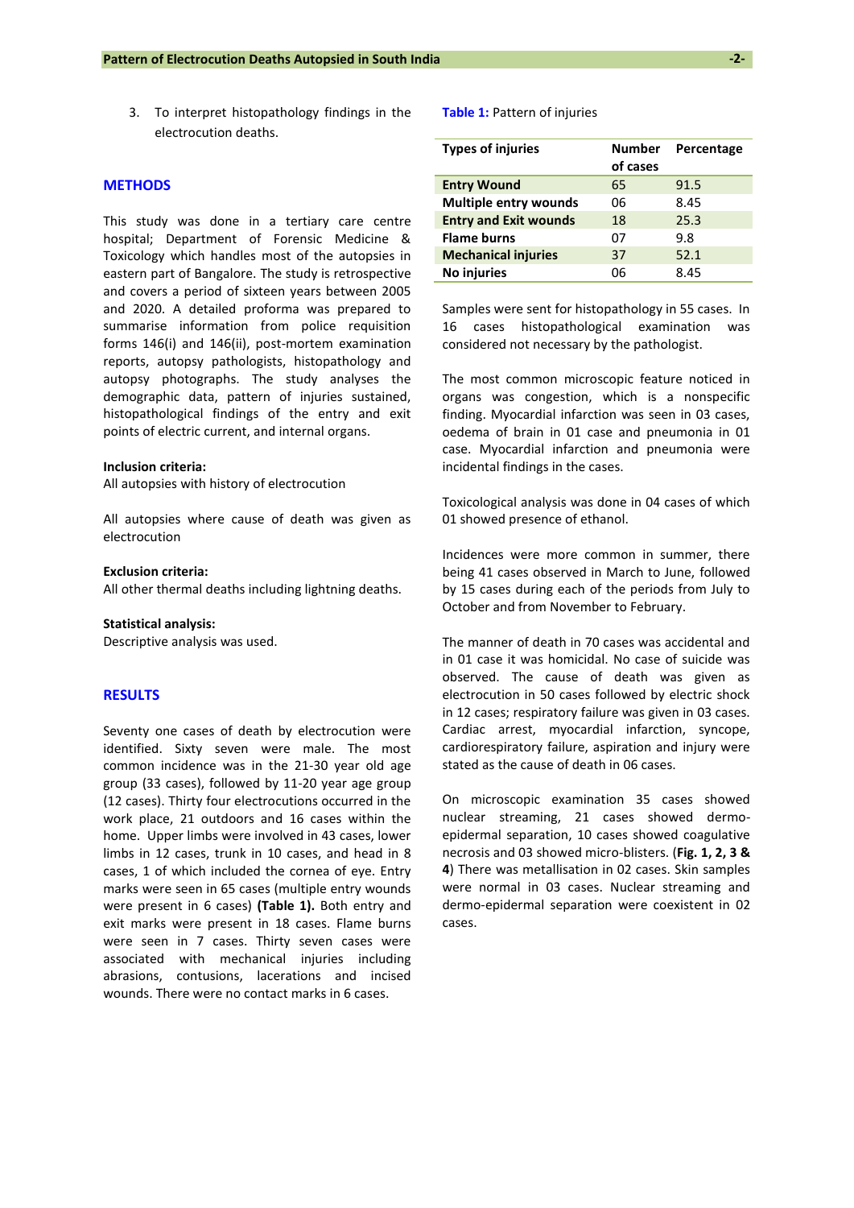3. To interpret histopathology findings in the electrocution deaths.

## METHODS

This study was done in a tertiary care centre hospital; Department of Forensic Medicine & Toxicology which handles most of the autopsies in eastern part of Bangalore. The study is retrospective and covers a period of sixteen years between 2005 and 2020. A detailed proforma was prepared to summarise information from police requisition forms 146(i) and 146(ii), post-mortem examination reports, autopsy pathologists, histopathology and autopsy photographs. The study analyses the demographic data, pattern of injuries sustained, histopathological findings of the entry and exit points of electric current, and internal organs.

**Inclusion criteria:**

All autopsies with history of electrocution

All autopsies where cause of death was given as electrocution

**Exclusion criteria:**

All other thermal deaths including lightning deaths.

**Statistical analysis:**

Descriptive analysis was used.

## RESULTS

Seventy one cases of death by electrocution were identified. Sixty seven were male. The most common incidence was in the 21-30 year old age group (33 cases), followed by 11-20 year age group (12 cases). Thirty four electrocutions occurred in the work place, 21 outdoors and 16 cases within the home. Upper limbs were involved in 43 cases, lower limbs in 12 cases, trunk in 10 cases, and head in 8 cases, 1 of which included the cornea of eye. Entry marks were seen in 65 cases (multiple entry wounds were present in 6 cases) **(Table 1).** Both entry and exit marks were present in 18 cases. Flame burns were seen in 7 cases. Thirty seven cases were associated with mechanical injuries including abrasions, contusions, lacerations and incised wounds. There were no contact marks in 6 cases.

**Table 1:** Pattern of injuries

| Types of injuries | Number of cases | Percentage |
|---|---|---|
| **Entry Wound** | 65 | 91.5 |
| **Multiple entry wounds** | 06 | 8.45 |
| **Entry and Exit wounds** | 18 | 25.3 |
| **Flame burns** | 07 | 9.8 |
| **Mechanical injuries** | 37 | 52.1 |
| **No injuries** | 06 | 8.45 |

Samples were sent for histopathology in 55 cases. In 16 cases histopathological examination was considered not necessary by the pathologist.

The most common microscopic feature noticed in organs was congestion, which is a nonspecific finding. Myocardial infarction was seen in 03 cases, oedema of brain in 01 case and pneumonia in 01 case. Myocardial infarction and pneumonia were incidental findings in the cases.

Toxicological analysis was done in 04 cases of which 01 showed presence of ethanol.

Incidences were more common in summer, there being 41 cases observed in March to June, followed by 15 cases during each of the periods from July to October and from November to February.

The manner of death in 70 cases was accidental and in 01 case it was homicidal. No case of suicide was observed. The cause of death was given as electrocution in 50 cases followed by electric shock in 12 cases; respiratory failure was given in 03 cases. Cardiac arrest, myocardial infarction, syncope, cardiorespiratory failure, aspiration and injury were stated as the cause of death in 06 cases.

On microscopic examination 35 cases showed nuclear streaming, 21 cases showed dermo-epidermal separation, 10 cases showed coagulative necrosis and 03 showed micro-blisters. (**Fig. 1, 2, 3 & 4**) There was metallisation in 02 cases. Skin samples were normal in 03 cases. Nuclear streaming and dermo-epidermal separation were coexistent in 02 cases.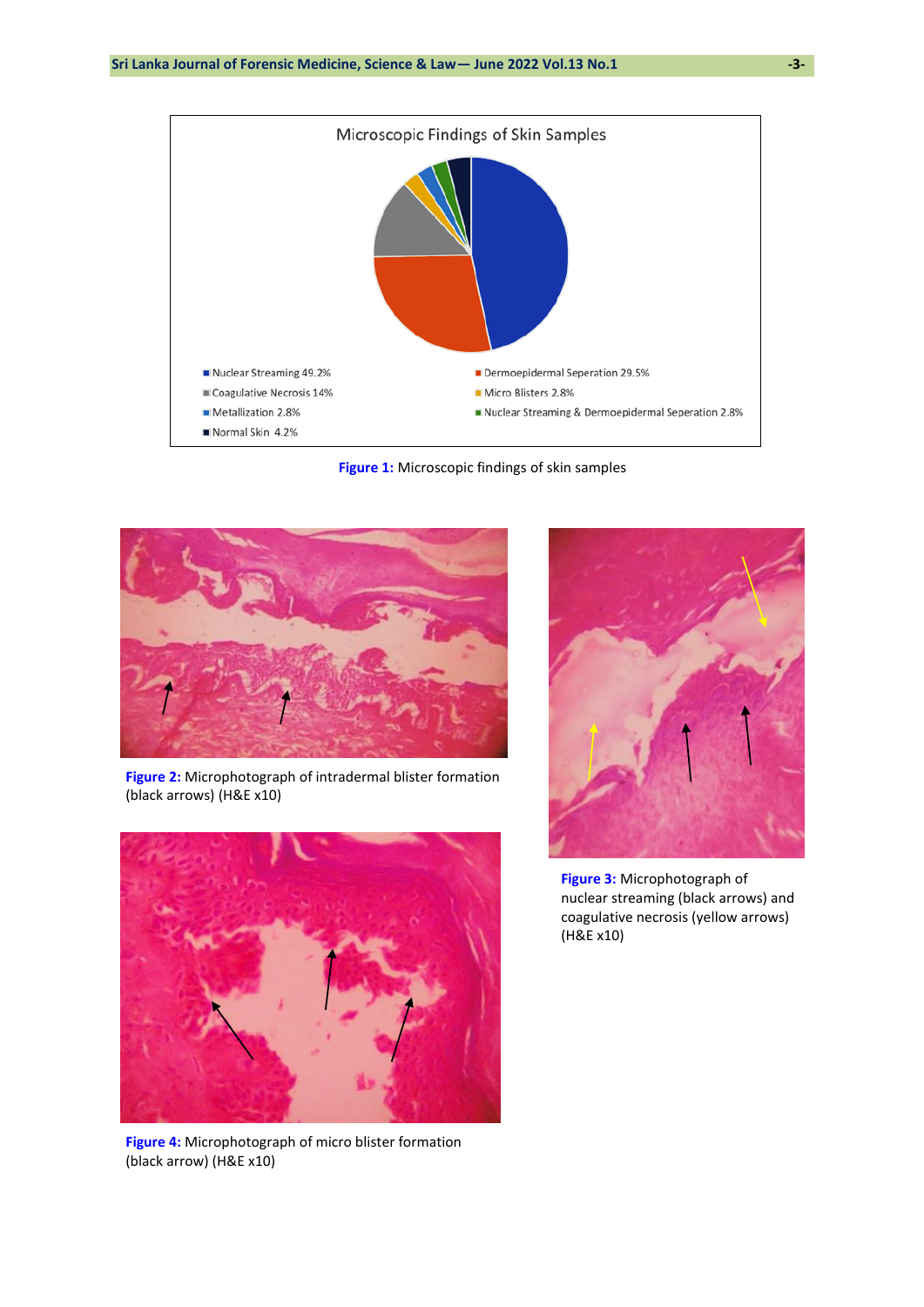Microscopic Findings of Skin Samples

- Nuclear Streaming 49.2%
- Dermoepidermal Seperation 29.5%
- Coagulative Necrosis 14%
- Micro Blisters 2.8%
- Metallization 2.8%
- Nuclear Streaming & Dermoepidermal Seperation 2.8%
- Normal Skin 4.2%

**Figure 1:** Microscopic findings of skin samples

**Figure 2:** Microphotograph of intradermal blister formation (black arrows) (H&E x10)

**Figure 3:** Microphotograph of nuclear streaming (black arrows) and coagulative necrosis (yellow arrows) (H&E x10)

**Figure 4:** Microphotograph of micro blister formation (black arrow) (H&E x10)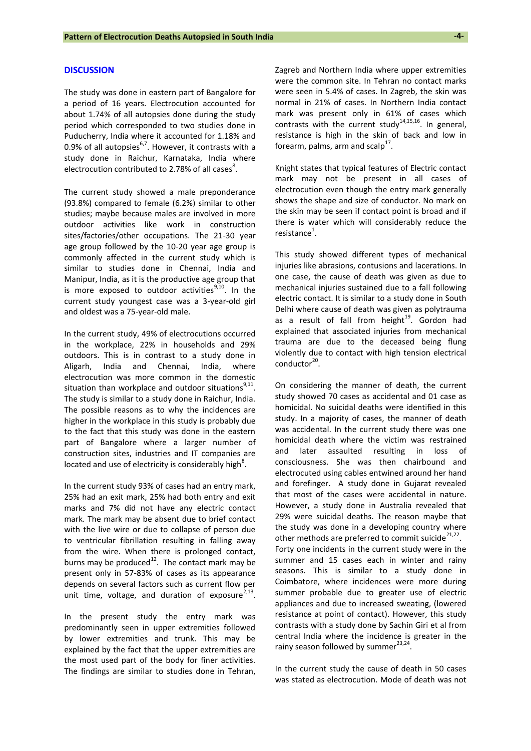## DISCUSSION

The study was done in eastern part of Bangalore for a period of 16 years. Electrocution accounted for about 1.74% of all autopsies done during the study period which corresponded to two studies done in Puducherry, India where it accounted for 1.18% and 0.9% of all autopsies[6,7]. However, it contrasts with a study done in Raichur, Karnataka, India where electrocution contributed to 2.78% of all cases[8].

The current study showed a male preponderance (93.8%) compared to female (6.2%) similar to other studies; maybe because males are involved in more outdoor activities like work in construction sites/factories/other occupations. The 21-30 year age group followed by the 10-20 year age group is commonly affected in the current study which is similar to studies done in Chennai, India and Manipur, India, as it is the productive age group that is more exposed to outdoor activities[9,10]. In the current study youngest case was a 3-year-old girl and oldest was a 75-year-old male.

In the current study, 49% of electrocutions occurred in the workplace, 22% in households and 29% outdoors. This is in contrast to a study done in Aligarh, India and Chennai, India, where electrocution was more common in the domestic situation than workplace and outdoor situations[9,11]. The study is similar to a study done in Raichur, India. The possible reasons as to why the incidences are higher in the workplace in this study is probably due to the fact that this study was done in the eastern part of Bangalore where a larger number of construction sites, industries and IT companies are located and use of electricity is considerably high[8].

In the current study 93% of cases had an entry mark, 25% had an exit mark, 25% had both entry and exit marks and 7% did not have any electric contact mark. The mark may be absent due to brief contact with the live wire or due to collapse of person due to ventricular fibrillation resulting in falling away from the wire. When there is prolonged contact, burns may be produced[12]. The contact mark may be present only in 57-83% of cases as its appearance depends on several factors such as current flow per unit time, voltage, and duration of exposure[2,13].

In the present study the entry mark was predominantly seen in upper extremities followed by lower extremities and trunk. This may be explained by the fact that the upper extremities are the most used part of the body for finer activities. The findings are similar to studies done in Tehran, Zagreb and Northern India where upper extremities were the common site. In Tehran no contact marks were seen in 5.4% of cases. In Zagreb, the skin was normal in 21% of cases. In Northern India contact mark was present only in 61% of cases which contrasts with the current study[14,15,16]. In general, resistance is high in the skin of back and low in forearm, palms, arm and scalp[17].

Knight states that typical features of Electric contact mark may not be present in all cases of electrocution even though the entry mark generally shows the shape and size of conductor. No mark on the skin may be seen if contact point is broad and if there is water which will considerably reduce the resistance[1].

This study showed different types of mechanical injuries like abrasions, contusions and lacerations. In one case, the cause of death was given as due to mechanical injuries sustained due to a fall following electric contact. It is similar to a study done in South Delhi where cause of death was given as polytrauma as a result of fall from height[19]. Gordon had explained that associated injuries from mechanical trauma are due to the deceased being flung violently due to contact with high tension electrical conductor[20].

On considering the manner of death, the current study showed 70 cases as accidental and 01 case as homicidal. No suicidal deaths were identified in this study. In a majority of cases, the manner of death was accidental. In the current study there was one homicidal death where the victim was restrained and later assaulted resulting in loss of consciousness. She was then chairbound and electrocuted using cables entwined around her hand and forefinger. A study done in Gujarat revealed that most of the cases were accidental in nature. However, a study done in Australia revealed that 29% were suicidal deaths. The reason maybe that the study was done in a developing country where other methods are preferred to commit suicide[21,22]. Forty one incidents in the current study were in the summer and 15 cases each in winter and rainy seasons. This is similar to a study done in Coimbatore, where incidences were more during summer probable due to greater use of electric appliances and due to increased sweating, (lowered resistance at point of contact). However, this study contrasts with a study done by Sachin Giri et al from central India where the incidence is greater in the rainy season followed by summer[23,24].

In the current study the cause of death in 50 cases was stated as electrocution. Mode of death was not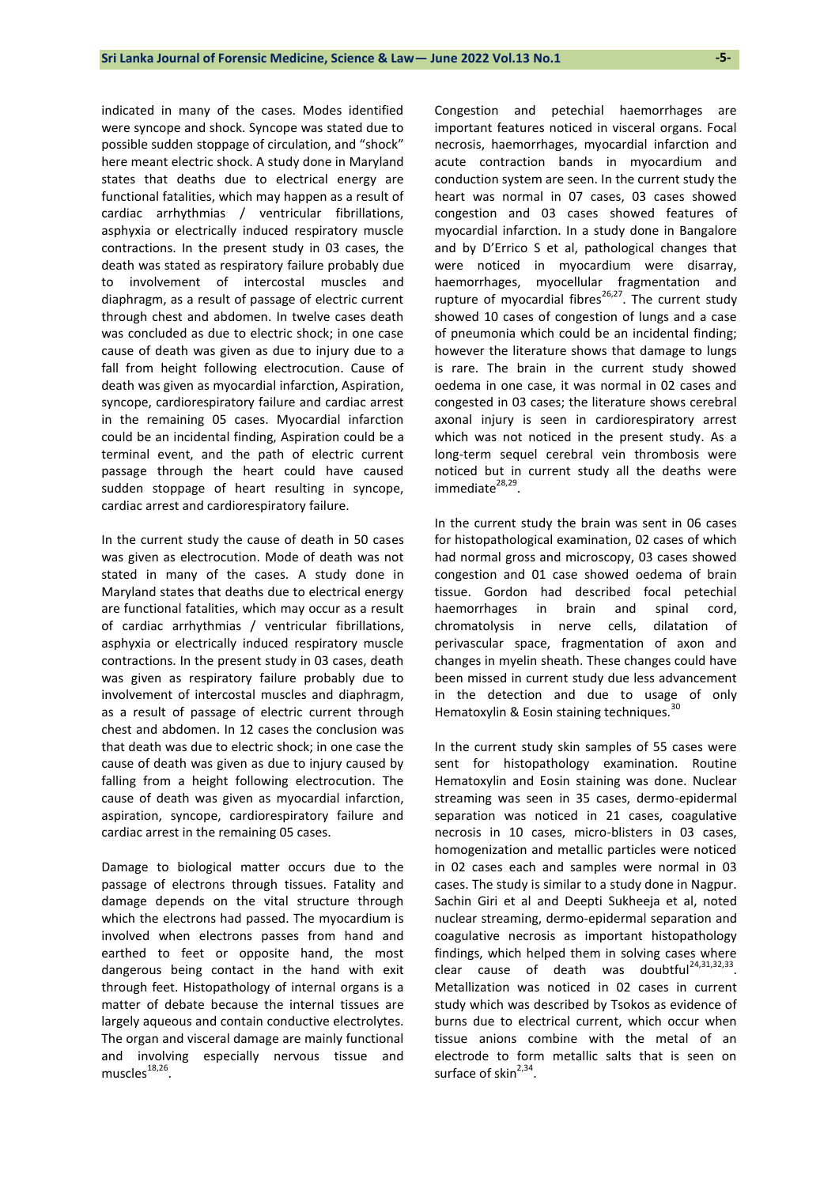indicated in many of the cases. Modes identified were syncope and shock. Syncope was stated due to possible sudden stoppage of circulation, and "shock" here meant electric shock. A study done in Maryland states that deaths due to electrical energy are functional fatalities, which may happen as a result of cardiac arrhythmias / ventricular fibrillations, asphyxia or electrically induced respiratory muscle contractions. In the present study in 03 cases, the death was stated as respiratory failure probably due to involvement of intercostal muscles and diaphragm, as a result of passage of electric current through chest and abdomen. In twelve cases death was concluded as due to electric shock; in one case cause of death was given as due to injury due to a fall from height following electrocution. Cause of death was given as myocardial infarction, Aspiration, syncope, cardiorespiratory failure and cardiac arrest in the remaining 05 cases. Myocardial infarction could be an incidental finding, Aspiration could be a terminal event, and the path of electric current passage through the heart could have caused sudden stoppage of heart resulting in syncope, cardiac arrest and cardiorespiratory failure.

In the current study the cause of death in 50 cases was given as electrocution. Mode of death was not stated in many of the cases. A study done in Maryland states that deaths due to electrical energy are functional fatalities, which may occur as a result of cardiac arrhythmias / ventricular fibrillations, asphyxia or electrically induced respiratory muscle contractions. In the present study in 03 cases, death was given as respiratory failure probably due to involvement of intercostal muscles and diaphragm, as a result of passage of electric current through chest and abdomen. In 12 cases the conclusion was that death was due to electric shock; in one case the cause of death was given as due to injury caused by falling from a height following electrocution. The cause of death was given as myocardial infarction, aspiration, syncope, cardiorespiratory failure and cardiac arrest in the remaining 05 cases.

Damage to biological matter occurs due to the passage of electrons through tissues. Fatality and damage depends on the vital structure through which the electrons had passed. The myocardium is involved when electrons passes from hand and earthed to feet or opposite hand, the most dangerous being contact in the hand with exit through feet. Histopathology of internal organs is a matter of debate because the internal tissues are largely aqueous and contain conductive electrolytes. The organ and visceral damage are mainly functional and involving especially nervous tissue and muscles[18,26].

Congestion and petechial haemorrhages are important features noticed in visceral organs. Focal necrosis, haemorrhages, myocardial infarction and acute contraction bands in myocardium and conduction system are seen. In the current study the heart was normal in 07 cases, 03 cases showed congestion and 03 cases showed features of myocardial infarction. In a study done in Bangalore and by D'Errico S et al, pathological changes that were noticed in myocardium were disarray, haemorrhages, myocellular fragmentation and rupture of myocardial fibres[26,27]. The current study showed 10 cases of congestion of lungs and a case of pneumonia which could be an incidental finding; however the literature shows that damage to lungs is rare. The brain in the current study showed oedema in one case, it was normal in 02 cases and congested in 03 cases; the literature shows cerebral axonal injury is seen in cardiorespiratory arrest which was not noticed in the present study. As a long-term sequel cerebral vein thrombosis were noticed but in current study all the deaths were immediate[28,29].

In the current study the brain was sent in 06 cases for histopathological examination, 02 cases of which had normal gross and microscopy, 03 cases showed congestion and 01 case showed oedema of brain tissue. Gordon had described focal petechial haemorrhages in brain and spinal cord, chromatolysis in nerve cells, dilatation of perivascular space, fragmentation of axon and changes in myelin sheath. These changes could have been missed in current study due less advancement in the detection and due to usage of only Hematoxylin & Eosin staining techniques.[30]

In the current study skin samples of 55 cases were sent for histopathology examination. Routine Hematoxylin and Eosin staining was done. Nuclear streaming was seen in 35 cases, dermo-epidermal separation was noticed in 21 cases, coagulative necrosis in 10 cases, micro-blisters in 03 cases, homogenization and metallic particles were noticed in 02 cases each and samples were normal in 03 cases. The study is similar to a study done in Nagpur. Sachin Giri et al and Deepti Sukheeja et al, noted nuclear streaming, dermo-epidermal separation and coagulative necrosis as important histopathology findings, which helped them in solving cases where clear cause of death was doubtful[24,31,32,33]. Metallization was noticed in 02 cases in current study which was described by Tsokos as evidence of burns due to electrical current, which occur when tissue anions combine with the metal of an electrode to form metallic salts that is seen on surface of skin[2,34].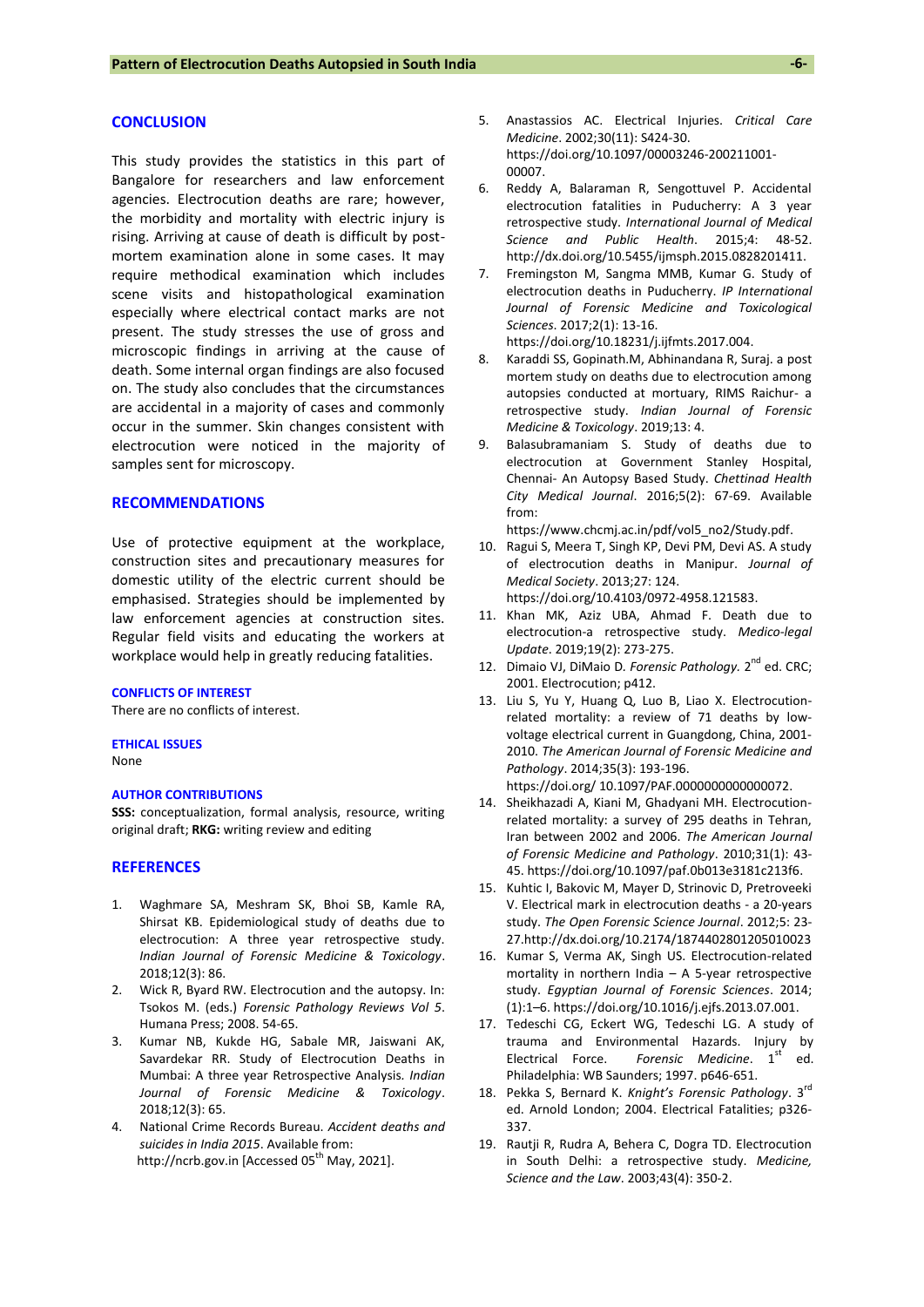## CONCLUSION

This study provides the statistics in this part of Bangalore for researchers and law enforcement agencies. Electrocution deaths are rare; however, the morbidity and mortality with electric injury is rising. Arriving at cause of death is difficult by post-mortem examination alone in some cases. It may require methodical examination which includes scene visits and histopathological examination especially where electrical contact marks are not present. The study stresses the use of gross and microscopic findings in arriving at the cause of death. Some internal organ findings are also focused on. The study also concludes that the circumstances are accidental in a majority of cases and commonly occur in the summer. Skin changes consistent with electrocution were noticed in the majority of samples sent for microscopy.

## RECOMMENDATIONS

Use of protective equipment at the workplace, construction sites and precautionary measures for domestic utility of the electric current should be emphasised. Strategies should be implemented by law enforcement agencies at construction sites. Regular field visits and educating the workers at workplace would help in greatly reducing fatalities.

### CONFLICTS OF INTEREST

There are no conflicts of interest.

### ETHICAL ISSUES

None

### AUTHOR CONTRIBUTIONS

**SSS:** conceptualization, formal analysis, resource, writing original draft; **RKG:** writing review and editing

## REFERENCES

1. Waghmare SA, Meshram SK, Bhoi SB, Kamle RA, Shirsat KB. Epidemiological study of deaths due to electrocution: A three year retrospective study. *Indian Journal of Forensic Medicine & Toxicology*. 2018;12(3): 86.
2. Wick R, Byard RW. Electrocution and the autopsy. In: Tsokos M. (eds.) *Forensic Pathology Reviews Vol 5*. Humana Press; 2008. 54-65.
3. Kumar NB, Kukde HG, Sabale MR, Jaiswani AK, Savardekar RR. Study of Electrocution Deaths in Mumbai: A three year Retrospective Analysis. *Indian Journal of Forensic Medicine & Toxicology*. 2018;12(3): 65.
4. National Crime Records Bureau. *Accident deaths and suicides in India 2015*. Available from: http://ncrb.gov.in [Accessed 05th May, 2021].
5. Anastassios AC. Electrical Injuries. *Critical Care Medicine*. 2002;30(11): S424-30. https://doi.org/10.1097/00003246-200211001-00007.
6. Reddy A, Balaraman R, Sengottuvel P. Accidental electrocution fatalities in Puducherry: A 3 year retrospective study. *International Journal of Medical Science and Public Health*. 2015;4: 48-52. http://dx.doi.org/10.5455/ijmsph.2015.0828201411.
7. Fremingston M, Sangma MMB, Kumar G. Study of electrocution deaths in Puducherry. *IP International Journal of Forensic Medicine and Toxicological Sciences*. 2017;2(1): 13-16. https://doi.org/10.18231/j.ijfmts.2017.004.
8. Karaddi SS, Gopinath.M, Abhinandana R, Suraj. a post mortem study on deaths due to electrocution among autopsies conducted at mortuary, RIMS Raichur- a retrospective study. *Indian Journal of Forensic Medicine & Toxicology*. 2019;13: 4.
9. Balasubramaniam S. Study of deaths due to electrocution at Government Stanley Hospital, Chennai- An Autopsy Based Study. *Chettinad Health City Medical Journal*. 2016;5(2): 67-69. Available from: https://www.chcmj.ac.in/pdf/vol5_no2/Study.pdf.
10. Ragui S, Meera T, Singh KP, Devi PM, Devi AS. A study of electrocution deaths in Manipur. *Journal of Medical Society*. 2013;27: 124. https://doi.org/10.4103/0972-4958.121583.
11. Khan MK, Aziz UBA, Ahmad F. Death due to electrocution-a retrospective study. *Medico-legal Update*. 2019;19(2): 273-275.
12. Dimaio VJ, DiMaio D. *Forensic Pathology.* 2nd ed. CRC; 2001. Electrocution; p412.
13. Liu S, Yu Y, Huang Q, Luo B, Liao X. Electrocution-related mortality: a review of 71 deaths by low-voltage electrical current in Guangdong, China, 2001-2010. *The American Journal of Forensic Medicine and Pathology*. 2014;35(3): 193-196. https://doi.org/ 10.1097/PAF.0000000000000072.
14. Sheikhazadi A, Kiani M, Ghadyani MH. Electrocution-related mortality: a survey of 295 deaths in Tehran, Iran between 2002 and 2006. *The American Journal of Forensic Medicine and Pathology*. 2010;31(1): 43-45. https://doi.org/10.1097/paf.0b013e3181c213f6.
15. Kuhtic I, Bakovic M, Mayer D, Strinovic D, Pretroveeki V. Electrical mark in electrocution deaths - a 20-years study. *The Open Forensic Science Journal*. 2012;5: 23-27.http://dx.doi.org/10.2174/1874402801205010023
16. Kumar S, Verma AK, Singh US. Electrocution-related mortality in northern India – A 5-year retrospective study. *Egyptian Journal of Forensic Sciences*. 2014;(1):1–6. https://doi.org/10.1016/j.ejfs.2013.07.001.
17. Tedeschi CG, Eckert WG, Tedeschi LG. A study of trauma and Environmental Hazards. Injury by Electrical Force. *Forensic Medicine*. 1st ed. Philadelphia: WB Saunders; 1997. p646-651.
18. Pekka S, Bernard K. *Knight's Forensic Pathology*. 3rd ed. Arnold London; 2004. Electrical Fatalities; p326-337.
19. Rautji R, Rudra A, Behera C, Dogra TD. Electrocution in South Delhi: a retrospective study. *Medicine, Science and the Law*. 2003;43(4): 350-2.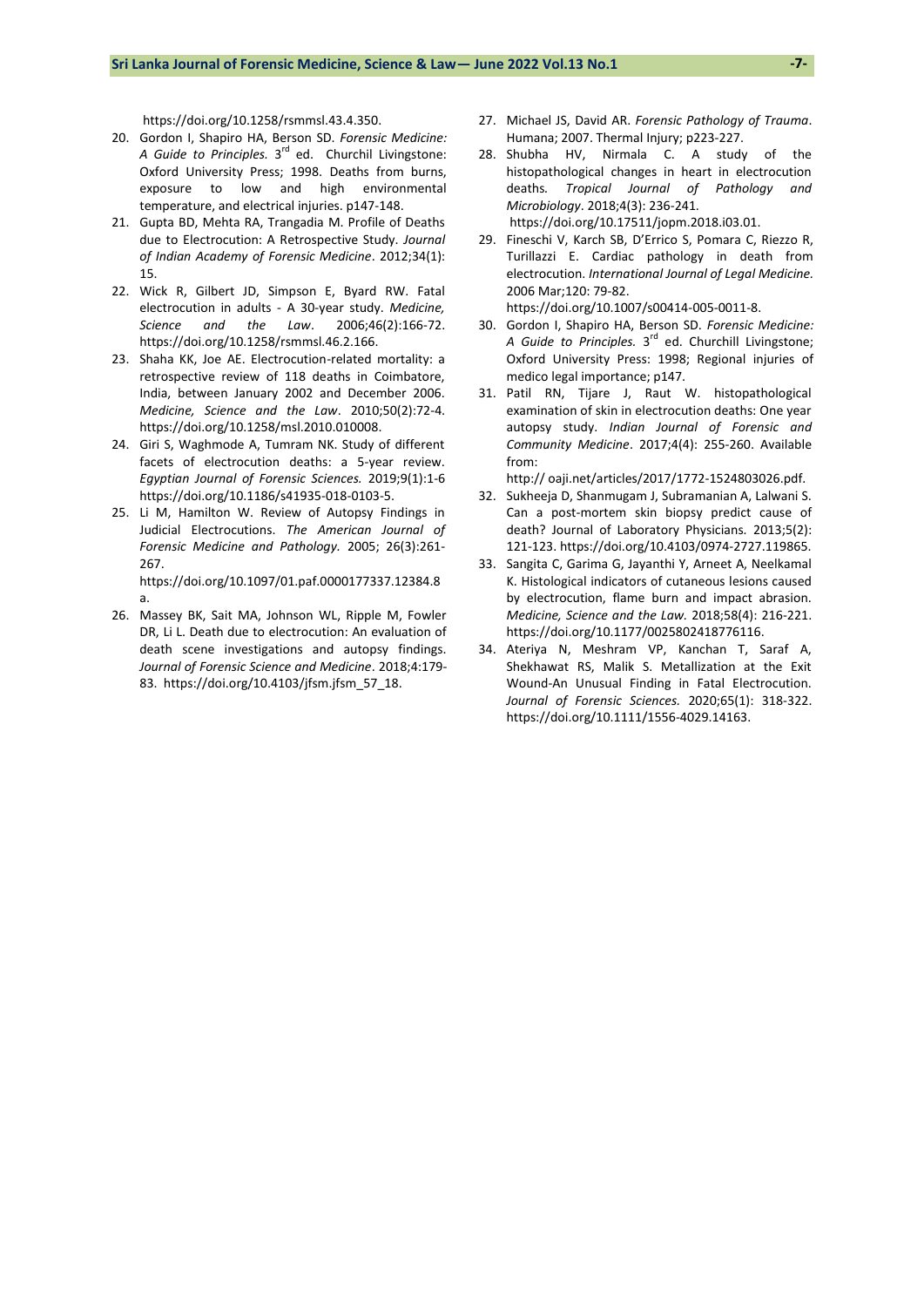https://doi.org/10.1258/rsmmsl.43.4.350.

20. Gordon I, Shapiro HA, Berson SD. *Forensic Medicine: A Guide to Principles.* 3rd ed. Churchil Livingstone: Oxford University Press; 1998. Deaths from burns, exposure to low and high environmental temperature, and electrical injuries. p147-148.
21. Gupta BD, Mehta RA, Trangadia M. Profile of Deaths due to Electrocution: A Retrospective Study. *Journal of Indian Academy of Forensic Medicine*. 2012;34(1): 15.
22. Wick R, Gilbert JD, Simpson E, Byard RW. Fatal electrocution in adults - A 30-year study. *Medicine, Science and the Law*. 2006;46(2):166-72. https://doi.org/10.1258/rsmmsl.46.2.166.
23. Shaha KK, Joe AE. Electrocution-related mortality: a retrospective review of 118 deaths in Coimbatore, India, between January 2002 and December 2006. *Medicine, Science and the Law*. 2010;50(2):72-4. https://doi.org/10.1258/msl.2010.010008.
24. Giri S, Waghmode A, Tumram NK. Study of different facets of electrocution deaths: a 5-year review. *Egyptian Journal of Forensic Sciences.* 2019;9(1):1-6 https://doi.org/10.1186/s41935-018-0103-5.
25. Li M, Hamilton W. Review of Autopsy Findings in Judicial Electrocutions. *The American Journal of Forensic Medicine and Pathology.* 2005; 26(3):261-267. https://doi.org/10.1097/01.paf.0000177337.12384.8a.
26. Massey BK, Sait MA, Johnson WL, Ripple M, Fowler DR, Li L. Death due to electrocution: An evaluation of death scene investigations and autopsy findings. *Journal of Forensic Science and Medicine*. 2018;4:179-83. https://doi.org/10.4103/jfsm.jfsm_57_18.
27. Michael JS, David AR. *Forensic Pathology of Trauma*. Humana; 2007. Thermal Injury; p223-227.
28. Shubha HV, Nirmala C. A study of the histopathological changes in heart in electrocution deaths*. Tropical Journal of Pathology and Microbiology*. 2018;4(3): 236-241. https://doi.org/10.17511/jopm.2018.i03.01.
29. Fineschi V, Karch SB, D'Errico S, Pomara C, Riezzo R, Turillazzi E. Cardiac pathology in death from electrocution. *International Journal of Legal Medicine.* 2006 Mar;120: 79-82. https://doi.org/10.1007/s00414-005-0011-8.
30. Gordon I, Shapiro HA, Berson SD. *Forensic Medicine: A Guide to Principles.* 3rd ed. Churchill Livingstone; Oxford University Press: 1998; Regional injuries of medico legal importance; p147.
31. Patil RN, Tijare J, Raut W. histopathological examination of skin in electrocution deaths: One year autopsy study. *Indian Journal of Forensic and Community Medicine*. 2017;4(4): 255-260. Available from: http:// oaji.net/articles/2017/1772-1524803026.pdf.
32. Sukheeja D, Shanmugam J, Subramanian A, Lalwani S. Can a post-mortem skin biopsy predict cause of death? Journal of Laboratory Physicians. 2013;5(2): 121-123. https://doi.org/10.4103/0974-2727.119865.
33. Sangita C, Garima G, Jayanthi Y, Arneet A, Neelkamal K. Histological indicators of cutaneous lesions caused by electrocution, flame burn and impact abrasion. *Medicine, Science and the Law.* 2018;58(4): 216-221. https://doi.org/10.1177/0025802418776116.
34. Ateriya N, Meshram VP, Kanchan T, Saraf A, Shekhawat RS, Malik S. Metallization at the Exit Wound-An Unusual Finding in Fatal Electrocution. *Journal of Forensic Sciences.* 2020;65(1): 318-322. https://doi.org/10.1111/1556-4029.14163.